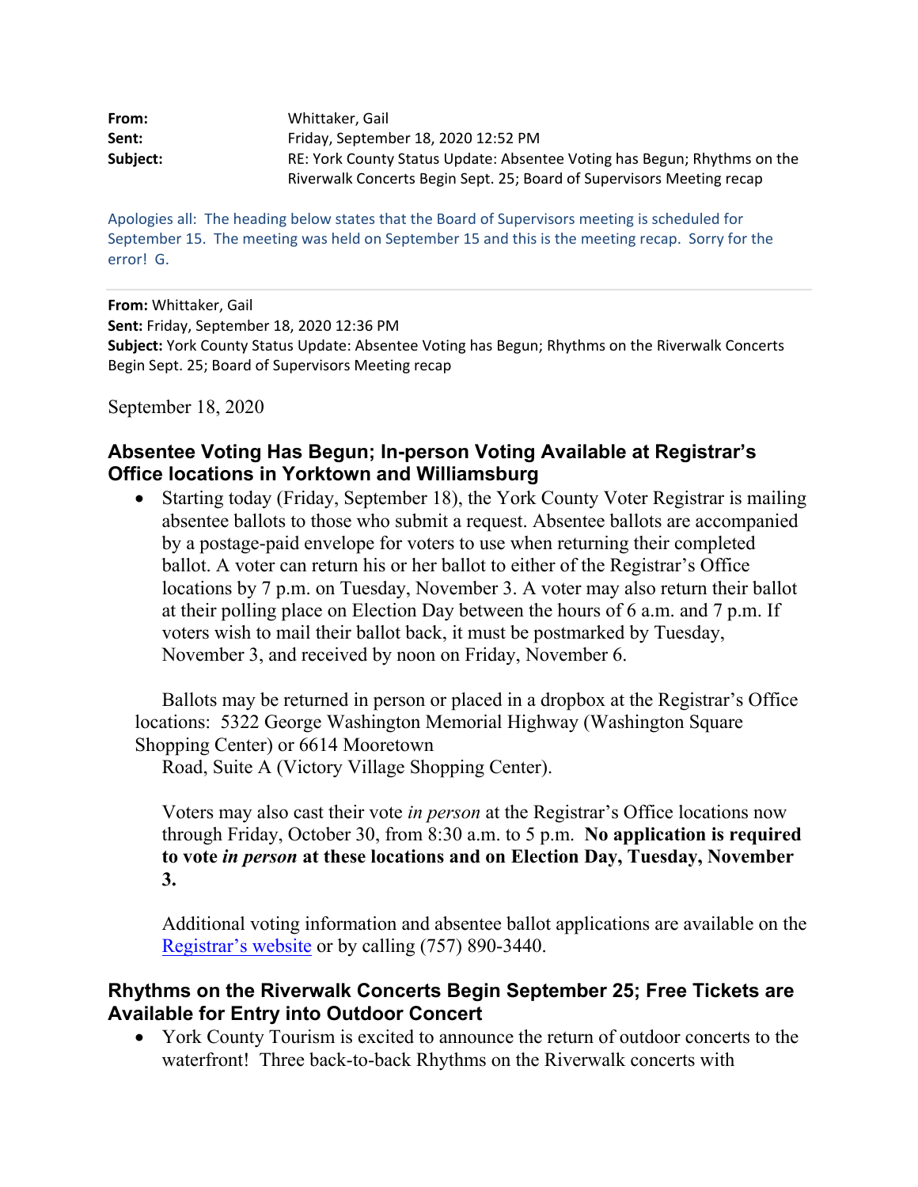**From:** Whittaker, Gail
**Sent:** Friday, September 18, 2020 12:52 PM
**Subject:** RE: York County Status Update: Absentee Voting has Begun; Rhythms on the Riverwalk Concerts Begin Sept. 25; Board of Supervisors Meeting recap

Apologies all: The heading below states that the Board of Supervisors meeting is scheduled for September 15. The meeting was held on September 15 and this is the meeting recap. Sorry for the error! G.

---

**From:** Whittaker, Gail
**Sent:** Friday, September 18, 2020 12:36 PM
**Subject:** York County Status Update: Absentee Voting has Begun; Rhythms on the Riverwalk Concerts Begin Sept. 25; Board of Supervisors Meeting recap

September 18, 2020

## Absentee Voting Has Begun; In-person Voting Available at Registrar's Office locations in Yorktown and Williamsburg

- Starting today (Friday, September 18), the York County Voter Registrar is mailing absentee ballots to those who submit a request. Absentee ballots are accompanied by a postage-paid envelope for voters to use when returning their completed ballot. A voter can return his or her ballot to either of the Registrar's Office locations by 7 p.m. on Tuesday, November 3. A voter may also return their ballot at their polling place on Election Day between the hours of 6 a.m. and 7 p.m. If voters wish to mail their ballot back, it must be postmarked by Tuesday, November 3, and received by noon on Friday, November 6.

  Ballots may be returned in person or placed in a dropbox at the Registrar's Office locations: 5322 George Washington Memorial Highway (Washington Square Shopping Center) or 6614 Mooretown Road, Suite A (Victory Village Shopping Center).

  Voters may also cast their vote *in person* at the Registrar's Office locations now through Friday, October 30, from 8:30 a.m. to 5 p.m. **No application is required to vote *in person* at these locations and on Election Day, Tuesday, November 3.**

  Additional voting information and absentee ballot applications are available on the [Registrar's website] or by calling (757) 890-3440.

## Rhythms on the Riverwalk Concerts Begin September 25; Free Tickets are Available for Entry into Outdoor Concert

- York County Tourism is excited to announce the return of outdoor concerts to the waterfront! Three back-to-back Rhythms on the Riverwalk concerts with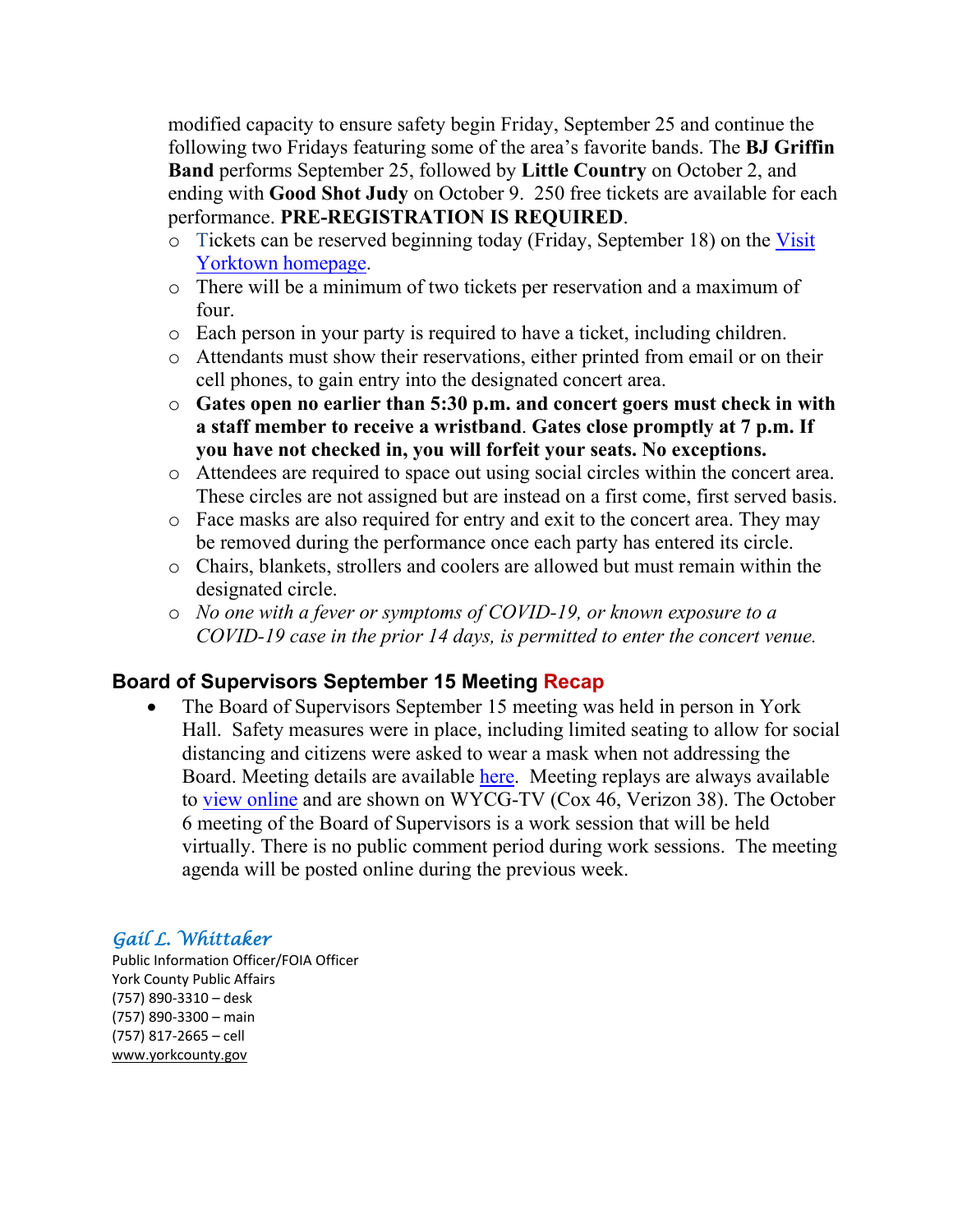modified capacity to ensure safety begin Friday, September 25 and continue the following two Fridays featuring some of the area's favorite bands. The **BJ Griffin Band** performs September 25, followed by **Little Country** on October 2, and ending with **Good Shot Judy** on October 9.  250 free tickets are available for each performance. **PRE-REGISTRATION IS REQUIRED**.

- Tickets can be reserved beginning today (Friday, September 18) on the Visit Yorktown homepage.
- There will be a minimum of two tickets per reservation and a maximum of four.
- Each person in your party is required to have a ticket, including children.
- Attendants must show their reservations, either printed from email or on their cell phones, to gain entry into the designated concert area.
- **Gates open no earlier than 5:30 p.m. and concert goers must check in with a staff member to receive a wristband**. **Gates close promptly at 7 p.m. If you have not checked in, you will forfeit your seats. No exceptions.**
- Attendees are required to space out using social circles within the concert area. These circles are not assigned but are instead on a first come, first served basis.
- Face masks are also required for entry and exit to the concert area. They may be removed during the performance once each party has entered its circle.
- Chairs, blankets, strollers and coolers are allowed but must remain within the designated circle.
- *No one with a fever or symptoms of COVID-19, or known exposure to a COVID-19 case in the prior 14 days, is permitted to enter the concert venue.*

## Board of Supervisors September 15 Meeting Recap

- The Board of Supervisors September 15 meeting was held in person in York Hall.  Safety measures were in place, including limited seating to allow for social distancing and citizens were asked to wear a mask when not addressing the Board. Meeting details are available here.  Meeting replays are always available to view online and are shown on WYCG-TV (Cox 46, Verizon 38). The October 6 meeting of the Board of Supervisors is a work session that will be held virtually. There is no public comment period during work sessions.  The meeting agenda will be posted online during the previous week.

*Gail L. Whittaker*
Public Information Officer/FOIA Officer
York County Public Affairs
(757) 890-3310 – desk
(757) 890-3300 – main
(757) 817-2665 – cell
www.yorkcounty.gov